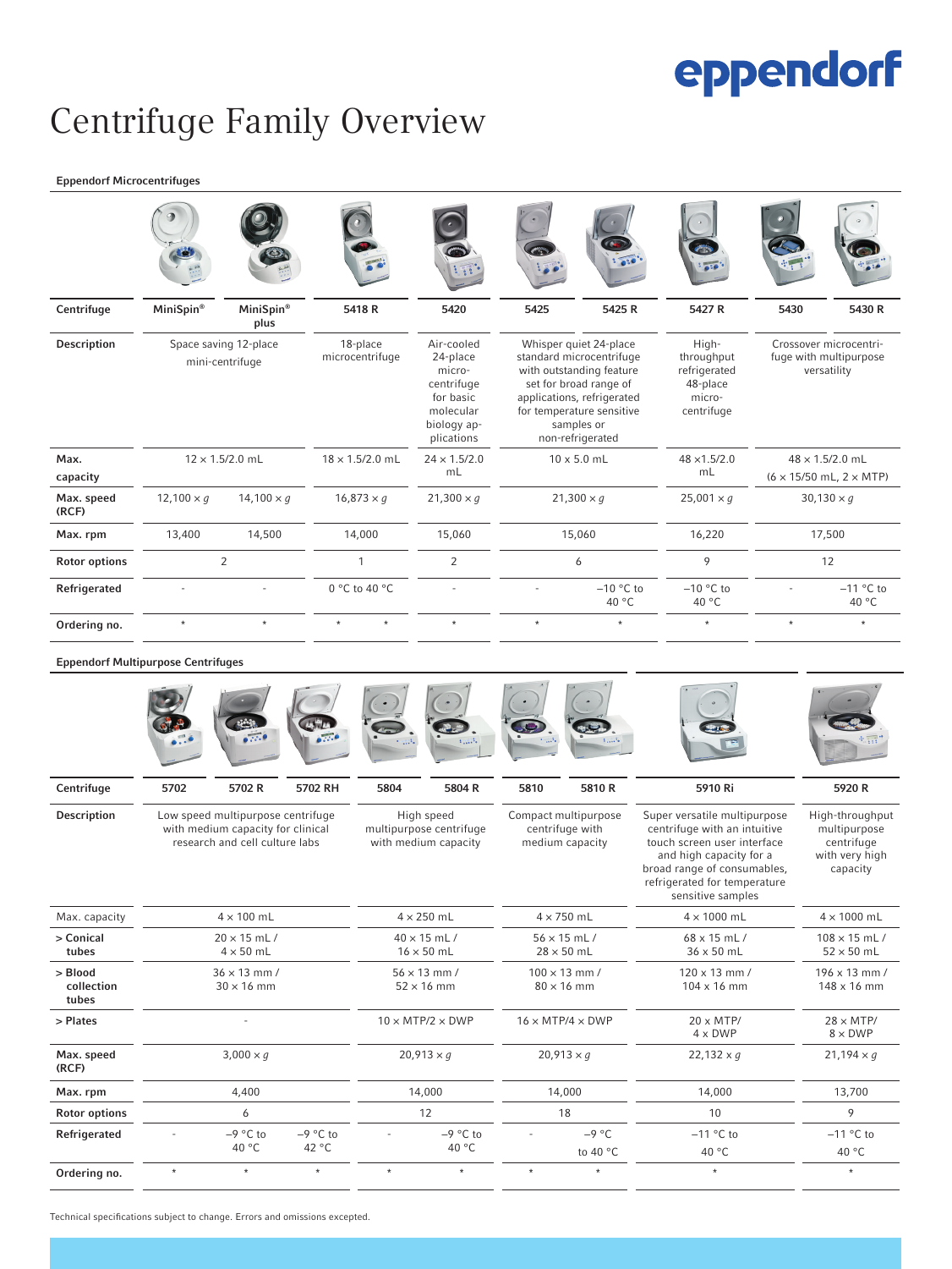# Centrifuge Family Overview

**Eppendorf Microcentrifuges**

| Centrifuge | MiniSpin® | MiniSpin® plus | 5418 R | | 5420 | 5425 | 5425 R | 5427 R | 5430 | 5430 R |
|---|---|---|---|---|---|---|---|---|---|---|
| **Description** | Space saving 12-place mini-centrifuge | | 18-place microcentrifuge | | Air-cooled 24-place micro-centrifuge for basic molecular biology applications | Whisper quiet 24-place standard microcentrifuge with outstanding feature set for broad range of applications, refrigerated for temperature sensitive samples or non-refrigerated | | High-throughput refrigerated 48-place micro-centrifuge | Crossover microcentrifuge with multipurpose versatility | |
| **Max. capacity** | 12 × 1.5/2.0 mL | | 18 × 1.5/2.0 mL | | 24 × 1.5/2.0 mL | 10 x 5.0 mL | | 48 ×1.5/2.0 mL | 48 × 1.5/2.0 mL (6 × 15/50 mL, 2 × MTP) | |
| **Max. speed (RCF)** | 12,100 × *g* | 14,100 × *g* | 16,873 × *g* | | 21,300 × *g* | 21,300 × *g* | | 25,001 × *g* | 30,130 × *g* | |
| **Max. rpm** | 13,400 | 14,500 | 14,000 | | 15,060 | 15,060 | | 16,220 | 17,500 | |
| **Rotor options** | 2 | | 1 | | 2 | 6 | | 9 | 12 | |
| **Refrigerated** | - | - | 0 °C to 40 °C | | - | - | −10 °C to 40 °C | −10 °C to 40 °C | - | −11 °C to 40 °C |
| **Ordering no.** | * | * | * | * | * | * | * | * | * | * |

**Eppendorf Multipurpose Centrifuges**

| Centrifuge | 5702 | 5702 R | 5702 RH | 5804 | 5804 R | 5810 | 5810 R | 5910 Ri | 5920 R |
|---|---|---|---|---|---|---|---|---|---|
| **Description** | Low speed multipurpose centrifuge with medium capacity for clinical research and cell culture labs | | | High speed multipurpose centrifuge with medium capacity | | Compact multipurpose centrifuge with medium capacity | | Super versatile multipurpose centrifuge with an intuitive touch screen user interface and high capacity for a broad range of consumables, refrigerated for temperature sensitive samples | High-throughput multipurpose centrifuge with very high capacity |
| Max. capacity | 4 × 100 mL | | | 4 × 250 mL | | 4 × 750 mL | | 4 × 1000 mL | 4 × 1000 mL |
| **> Conical tubes** | 20 × 15 mL / 4 × 50 mL | | | 40 × 15 mL / 16 × 50 mL | | 56 × 15 mL / 28 × 50 mL | | 68 x 15 mL / 36 x 50 mL | 108 × 15 mL / 52 × 50 mL |
| **> Blood collection tubes** | 36 × 13 mm / 30 × 16 mm | | | 56 × 13 mm / 52 × 16 mm | | 100 × 13 mm / 80 × 16 mm | | 120 x 13 mm / 104 x 16 mm | 196 x 13 mm / 148 x 16 mm |
| **> Plates** | - | | | 10 × MTP/2 × DWP | | 16 × MTP/4 × DWP | | 20 x MTP/ 4 x DWP | 28 × MTP/ 8 × DWP |
| **Max. speed (RCF)** | 3,000 × *g* | | | 20,913 × *g* | | 20,913 × *g* | | 22,132 x *g* | 21,194 × *g* |
| **Max. rpm** | 4,400 | | | 14,000 | | 14,000 | | 14,000 | 13,700 |
| **Rotor options** | 6 | | | 12 | | 18 | | 10 | 9 |
| **Refrigerated** | - | −9 °C to 40 °C | −9 °C to 42 °C | - | −9 °C to 40 °C | - | −9 °C to 40 °C | −11 °C to 40 °C | −11 °C to 40 °C |
| **Ordering no.** | * | * | * | * | * | * | * | * | * |

Technical specifications subject to change. Errors and omissions excepted.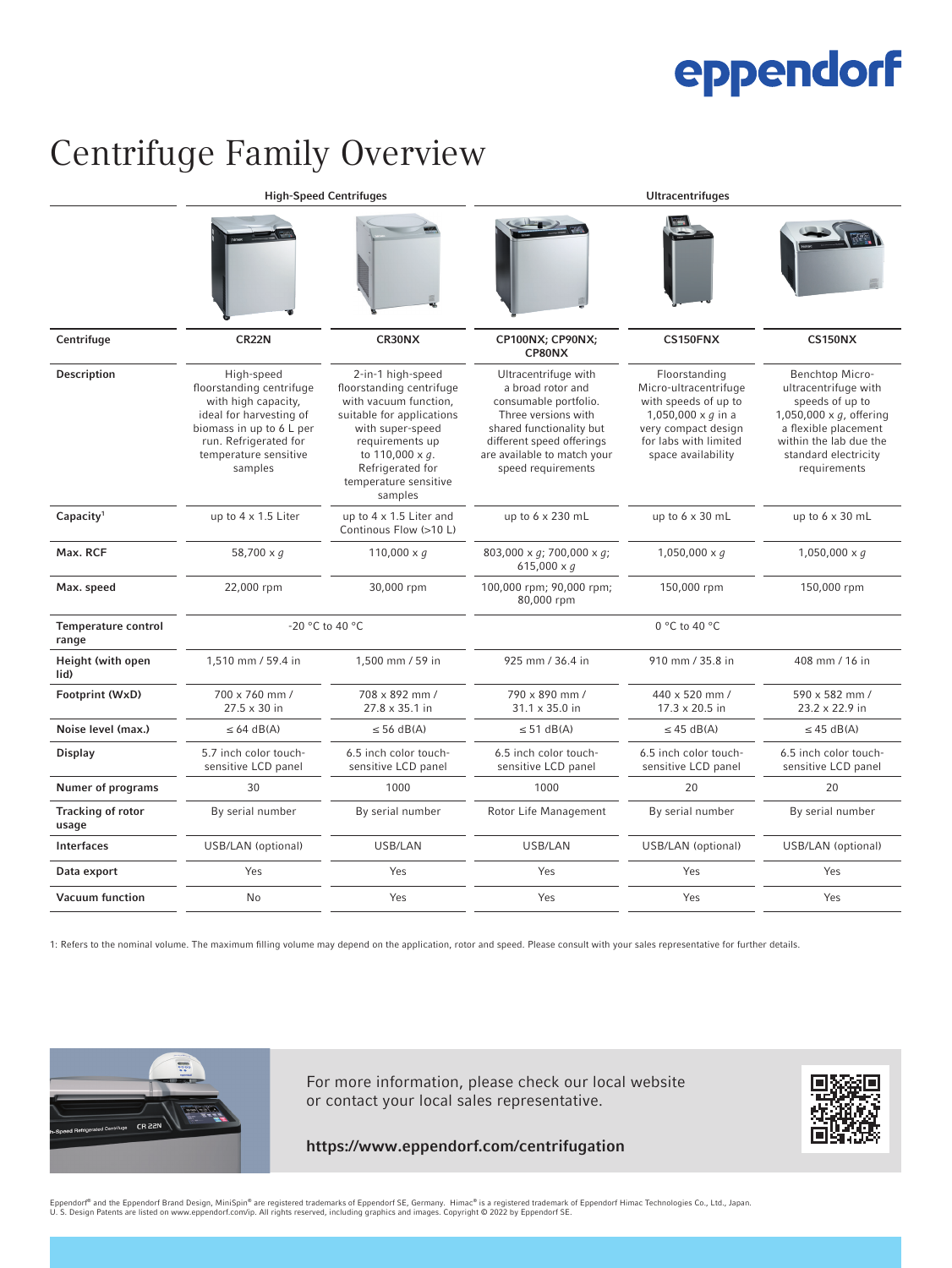# Centrifuge Family Overview

| | High-Speed Centrifuges | | Ultracentrifuges | | |
|---|---|---|---|---|---|
| **Centrifuge** | **CR22N** | **CR30NX** | **CP100NX; CP90NX; CP80NX** | **CS150FNX** | **CS150NX** |
| **Description** | High-speed floorstanding centrifuge with high capacity, ideal for harvesting of biomass in up to 6 L per run. Refrigerated for temperature sensitive samples | 2-in-1 high-speed floorstanding centrifuge with vacuum function, suitable for applications with super-speed requirements up to 110,000 x *g*. Refrigerated for temperature sensitive samples | Ultracentrifuge with a broad rotor and consumable portfolio. Three versions with shared functionality but different speed offerings are available to match your speed requirements | Floorstanding Micro-ultracentrifuge with speeds of up to 1,050,000 x *g* in a very compact design for labs with limited space availability | Benchtop Micro-ultracentrifuge with speeds of up to 1,050,000 x *g*, offering a flexible placement within the lab due the standard electricity requirements |
| **Capacity[1]** | up to 4 x 1.5 Liter | up to 4 x 1.5 Liter and Continous Flow (>10 L) | up to 6 x 230 mL | up to 6 x 30 mL | up to 6 x 30 mL |
| **Max. RCF** | 58,700 x *g* | 110,000 x *g* | 803,000 x *g*; 700,000 x *g*; 615,000 x *g* | 1,050,000 x *g* | 1,050,000 x *g* |
| **Max. speed** | 22,000 rpm | 30,000 rpm | 100,000 rpm; 90,000 rpm; 80,000 rpm | 150,000 rpm | 150,000 rpm |
| **Temperature control range** | -20 °C to 40 °C | | 0 °C to 40 °C | | |
| **Height (with open lid)** | 1,510 mm / 59.4 in | 1,500 mm / 59 in | 925 mm / 36.4 in | 910 mm / 35.8 in | 408 mm / 16 in |
| **Footprint (WxD)** | 700 x 760 mm / 27.5 x 30 in | 708 x 892 mm / 27.8 x 35.1 in | 790 x 890 mm / 31.1 x 35.0 in | 440 x 520 mm / 17.3 x 20.5 in | 590 x 582 mm / 23.2 x 22.9 in |
| **Noise level (max.)** | ≤ 64 dB(A) | ≤ 56 dB(A) | ≤ 51 dB(A) | ≤ 45 dB(A) | ≤ 45 dB(A) |
| **Display** | 5.7 inch color touch-sensitive LCD panel | 6.5 inch color touch-sensitive LCD panel | 6.5 inch color touch-sensitive LCD panel | 6.5 inch color touch-sensitive LCD panel | 6.5 inch color touch-sensitive LCD panel |
| **Numer of programs** | 30 | 1000 | 1000 | 20 | 20 |
| **Tracking of rotor usage** | By serial number | By serial number | Rotor Life Management | By serial number | By serial number |
| **Interfaces** | USB/LAN (optional) | USB/LAN | USB/LAN | USB/LAN (optional) | USB/LAN (optional) |
| **Data export** | Yes | Yes | Yes | Yes | Yes |
| **Vacuum function** | No | Yes | Yes | Yes | Yes |

1: Refers to the nominal volume. The maximum filling volume may depend on the application, rotor and speed. Please consult with your sales representative for further details.

For more information, please check our local website or contact your local sales representative.

**https://www.eppendorf.com/centrifugation**

Eppendorf® and the Eppendorf Brand Design, MiniSpin® are registered trademarks of Eppendorf SE, Germany. Himac® is a registered trademark of Eppendorf Himac Technologies Co., Ltd., Japan. U. S. Design Patents are listed on www.eppendorf.com/ip. All rights reserved, including graphics and images. Copyright © 2022 by Eppendorf SE.